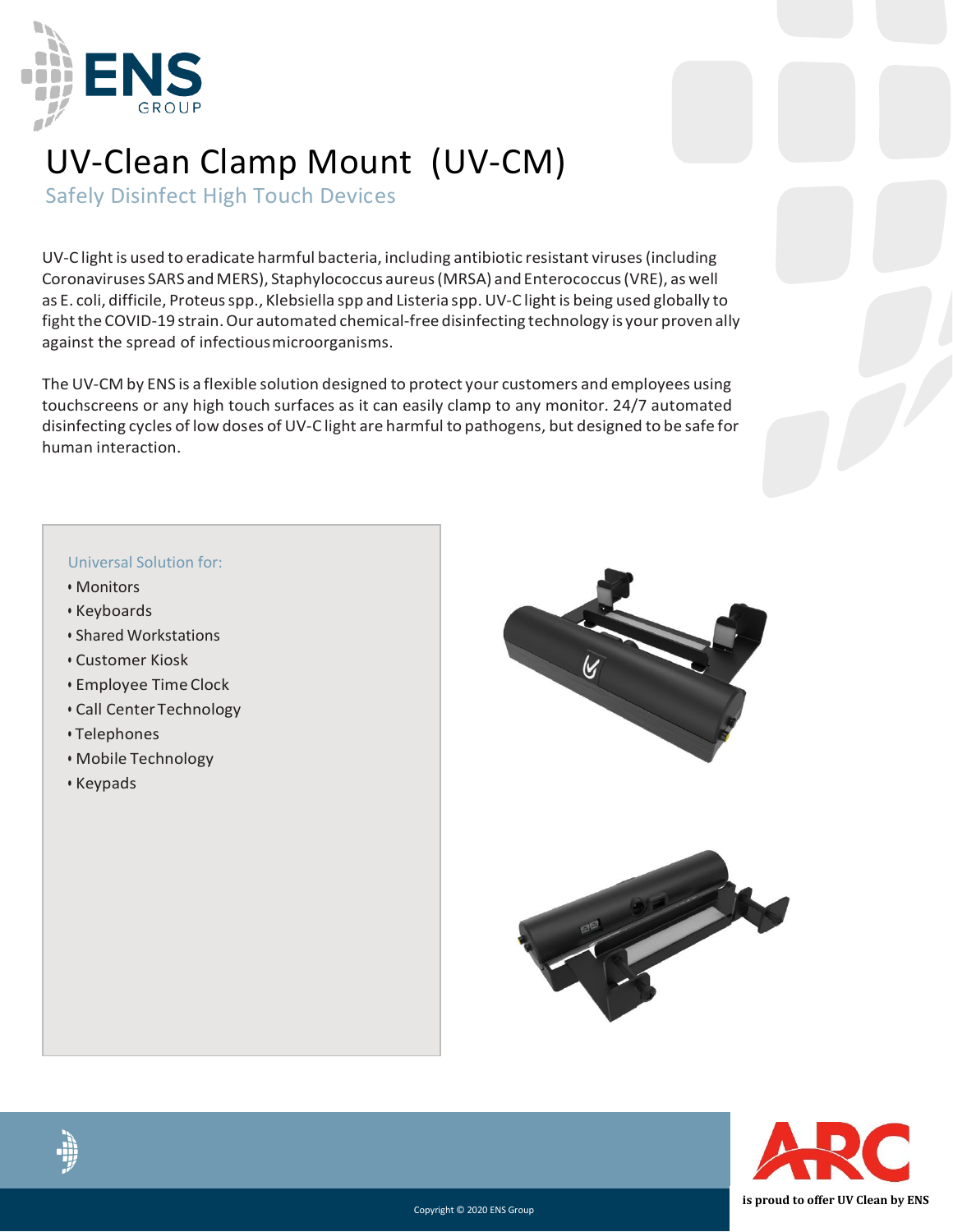# UV-Clean Clamp Mount (UV-CM)

## Safely Disinfect High Touch Devices

UV-C light is used to eradicate harmful bacteria, including antibiotic resistant viruses (including Coronaviruses SARS and MERS), Staphylococcus aureus (MRSA) and Enterococcus (VRE), as well as E. coli, difficile, Proteus spp., Klebsiella spp and Listeria spp. UV-C light is being used globally to fight the COVID-19 strain. Our automated chemical-free disinfecting technology is your proven ally against the spread of infectious microorganisms.

The UV-CM by ENS is a flexible solution designed to protect your customers and employees using touchscreens or any high touch surfaces as it can easily clamp to any monitor. 24/7 automated disinfecting cycles of low doses of UV-C light are harmful to pathogens, but designed to be safe for human interaction.

### Universal Solution for:

- Monitors
- Keyboards
- Shared Workstations
- Customer Kiosk
- Employee Time Clock
- Call Center Technology
- Telephones
- Mobile Technology
- Keypads

Copyright © 2020 ENS Group

**is proud to offer UV Clean by ENS**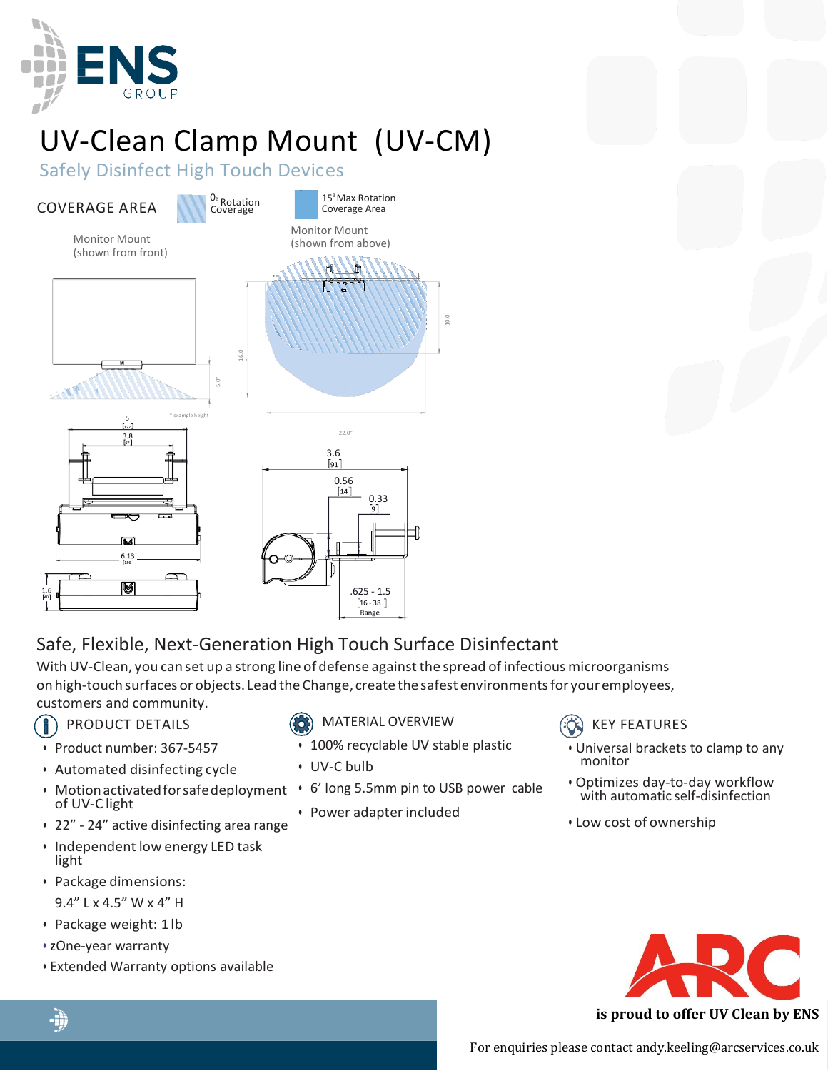# UV-Clean Clamp Mount (UV-CM)

## Safely Disinfect High Touch Devices

COVERAGE AREA

0° Rotation Coverage

15° Max Rotation Coverage Area

Monitor Mount (shown from front)

Monitor Mount (shown from above)

5.0"

* example height

16.0

10.0

22.0"

5 [127]

3.8 [97]

6.13 [156]

1.6 [40]

3.6 [91]

0.56 [14]

0.33 [9]

.625 - 1.5 [16 - 38] Range

## Safe, Flexible, Next-Generation High Touch Surface Disinfectant

With UV-Clean, you can set up a strong line of defense against the spread of infectious microorganisms on high-touch surfaces or objects. Lead the Change, create the safest environments for your employees, customers and community.

### PRODUCT DETAILS

- Product number: 367-5457
- Automated disinfecting cycle
- Motion activated for safe deployment of UV-C light
- 22" - 24" active disinfecting area range
- Independent low energy LED task light
- Package dimensions: 9.4" L x 4.5" W x 4" H
- Package weight: 1 lb
- zOne-year warranty
- Extended Warranty options available

### MATERIAL OVERVIEW

- 100% recyclable UV stable plastic
- UV-C bulb
- 6' long 5.5mm pin to USB power cable
- Power adapter included

### KEY FEATURES

- Universal brackets to clamp to any monitor
- Optimizes day-to-day workflow with automatic self-disinfection
- Low cost of ownership

**is proud to offer UV Clean by ENS**

For enquiries please contact andy.keeling@arcservices.co.uk